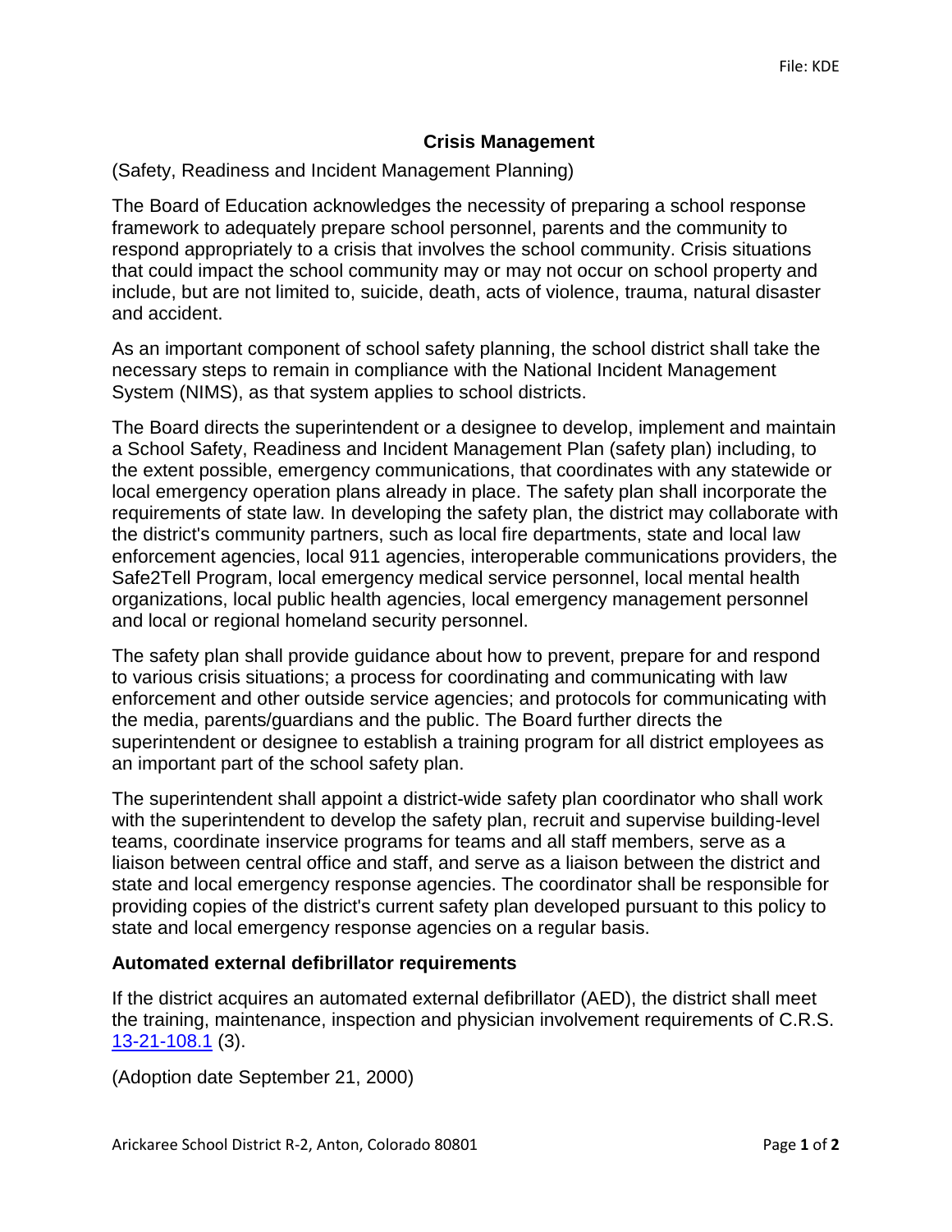File: KDE

# Crisis Management

(Safety, Readiness and Incident Management Planning)

The Board of Education acknowledges the necessity of preparing a school response framework to adequately prepare school personnel, parents and the community to respond appropriately to a crisis that involves the school community. Crisis situations that could impact the school community may or may not occur on school property and include, but are not limited to, suicide, death, acts of violence, trauma, natural disaster and accident.

As an important component of school safety planning, the school district shall take the necessary steps to remain in compliance with the National Incident Management System (NIMS), as that system applies to school districts.

The Board directs the superintendent or a designee to develop, implement and maintain a School Safety, Readiness and Incident Management Plan (safety plan) including, to the extent possible, emergency communications, that coordinates with any statewide or local emergency operation plans already in place. The safety plan shall incorporate the requirements of state law. In developing the safety plan, the district may collaborate with the district's community partners, such as local fire departments, state and local law enforcement agencies, local 911 agencies, interoperable communications providers, the Safe2Tell Program, local emergency medical service personnel, local mental health organizations, local public health agencies, local emergency management personnel and local or regional homeland security personnel.

The safety plan shall provide guidance about how to prevent, prepare for and respond to various crisis situations; a process for coordinating and communicating with law enforcement and other outside service agencies; and protocols for communicating with the media, parents/guardians and the public. The Board further directs the superintendent or designee to establish a training program for all district employees as an important part of the school safety plan.

The superintendent shall appoint a district-wide safety plan coordinator who shall work with the superintendent to develop the safety plan, recruit and supervise building-level teams, coordinate inservice programs for teams and all staff members, serve as a liaison between central office and staff, and serve as a liaison between the district and state and local emergency response agencies. The coordinator shall be responsible for providing copies of the district's current safety plan developed pursuant to this policy to state and local emergency response agencies on a regular basis.

## Automated external defibrillator requirements

If the district acquires an automated external defibrillator (AED), the district shall meet the training, maintenance, inspection and physician involvement requirements of C.R.S. 13-21-108.1 (3).

(Adoption date September 21, 2000)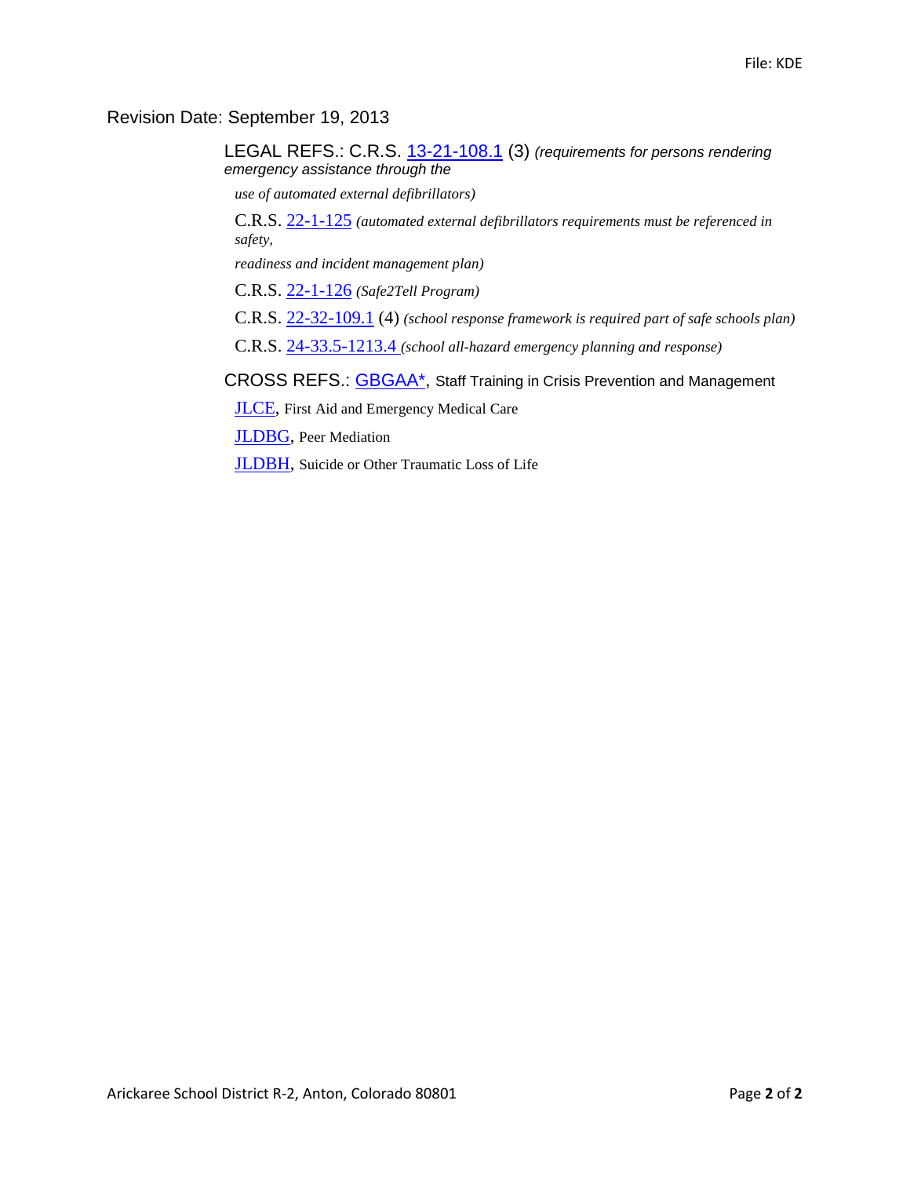Revision Date: September 19, 2013

LEGAL REFS.: C.R.S. 13-21-108.1 (3) *(requirements for persons rendering emergency assistance through the use of automated external defibrillators)*

C.R.S. 22-1-125 *(automated external defibrillators requirements must be referenced in safety, readiness and incident management plan)*

C.R.S. 22-1-126 *(Safe2Tell Program)*

C.R.S. 22-32-109.1 (4) *(school response framework is required part of safe schools plan)*

C.R.S. 24-33.5-1213.4 *(school all-hazard emergency planning and response)*

CROSS REFS.: GBGAA*, Staff Training in Crisis Prevention and Management

JLCE, First Aid and Emergency Medical Care

JLDBG, Peer Mediation

JLDBH, Suicide or Other Traumatic Loss of Life